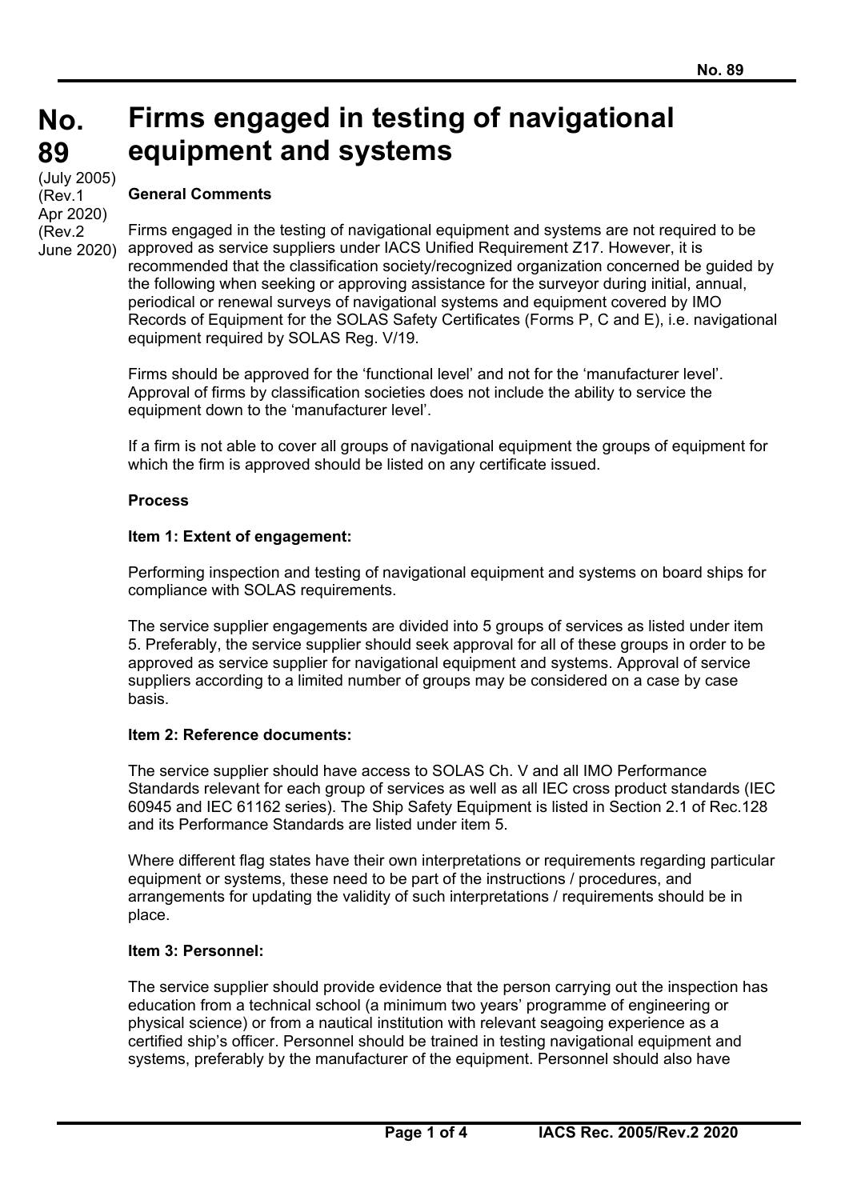# No. 89 Firms engaged in testing of navigational equipment and systems

(July 2005)
(Rev.1 Apr 2020)
(Rev.2 June 2020)

**General Comments**

Firms engaged in the testing of navigational equipment and systems are not required to be approved as service suppliers under IACS Unified Requirement Z17. However, it is recommended that the classification society/recognized organization concerned be guided by the following when seeking or approving assistance for the surveyor during initial, annual, periodical or renewal surveys of navigational systems and equipment covered by IMO Records of Equipment for the SOLAS Safety Certificates (Forms P, C and E), i.e. navigational equipment required by SOLAS Reg. V/19.

Firms should be approved for the 'functional level' and not for the 'manufacturer level'. Approval of firms by classification societies does not include the ability to service the equipment down to the 'manufacturer level'.

If a firm is not able to cover all groups of navigational equipment the groups of equipment for which the firm is approved should be listed on any certificate issued.

**Process**

**Item 1: Extent of engagement:**

Performing inspection and testing of navigational equipment and systems on board ships for compliance with SOLAS requirements.

The service supplier engagements are divided into 5 groups of services as listed under item 5. Preferably, the service supplier should seek approval for all of these groups in order to be approved as service supplier for navigational equipment and systems. Approval of service suppliers according to a limited number of groups may be considered on a case by case basis.

**Item 2: Reference documents:**

The service supplier should have access to SOLAS Ch. V and all IMO Performance Standards relevant for each group of services as well as all IEC cross product standards (IEC 60945 and IEC 61162 series). The Ship Safety Equipment is listed in Section 2.1 of Rec.128 and its Performance Standards are listed under item 5.

Where different flag states have their own interpretations or requirements regarding particular equipment or systems, these need to be part of the instructions / procedures, and arrangements for updating the validity of such interpretations / requirements should be in place.

**Item 3: Personnel:**

The service supplier should provide evidence that the person carrying out the inspection has education from a technical school (a minimum two years' programme of engineering or physical science) or from a nautical institution with relevant seagoing experience as a certified ship's officer. Personnel should be trained in testing navigational equipment and systems, preferably by the manufacturer of the equipment. Personnel should also have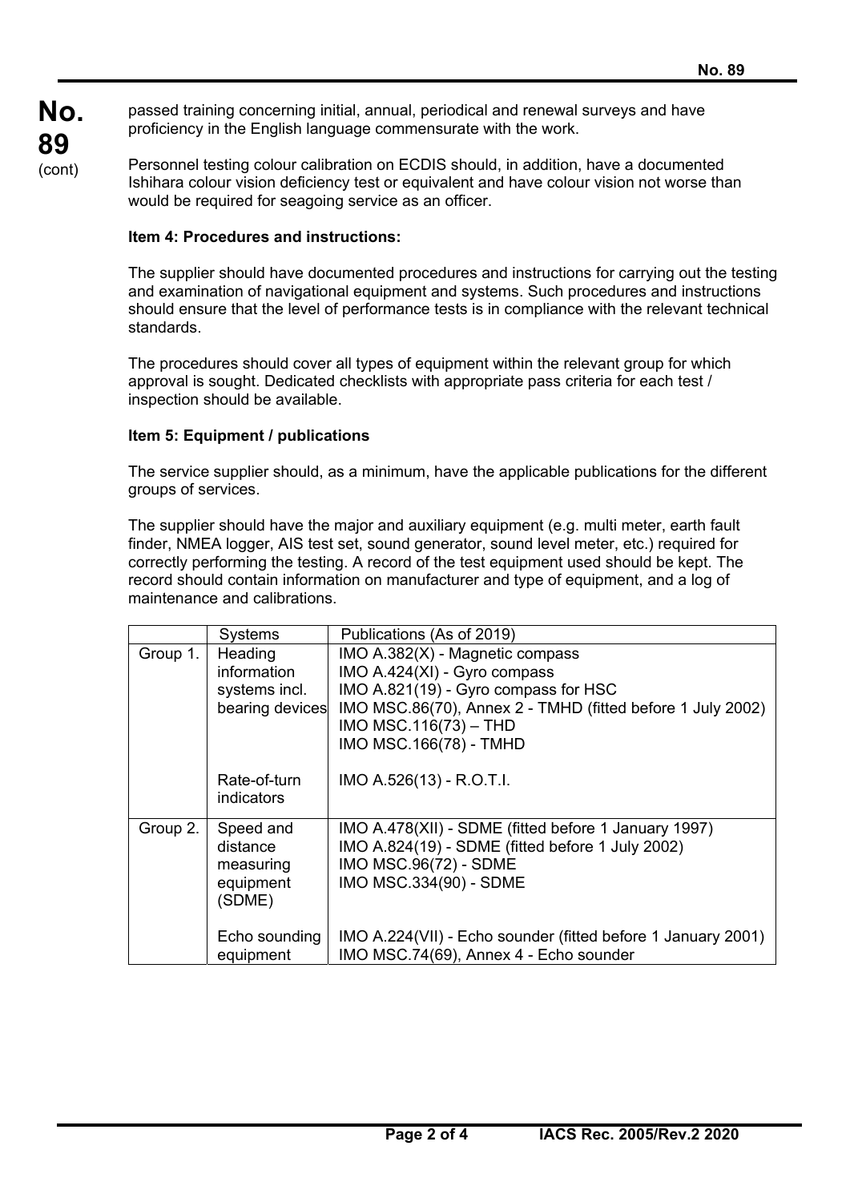passed training concerning initial, annual, periodical and renewal surveys and have proficiency in the English language commensurate with the work.

Personnel testing colour calibration on ECDIS should, in addition, have a documented Ishihara colour vision deficiency test or equivalent and have colour vision not worse than would be required for seagoing service as an officer.

**Item 4: Procedures and instructions:**

The supplier should have documented procedures and instructions for carrying out the testing and examination of navigational equipment and systems. Such procedures and instructions should ensure that the level of performance tests is in compliance with the relevant technical standards.

The procedures should cover all types of equipment within the relevant group for which approval is sought. Dedicated checklists with appropriate pass criteria for each test / inspection should be available.

**Item 5: Equipment / publications**

The service supplier should, as a minimum, have the applicable publications for the different groups of services.

The supplier should have the major and auxiliary equipment (e.g. multi meter, earth fault finder, NMEA logger, AIS test set, sound generator, sound level meter, etc.) required for correctly performing the testing. A record of the test equipment used should be kept. The record should contain information on manufacturer and type of equipment, and a log of maintenance and calibrations.

| | Systems | Publications (As of 2019) |
|---|---|---|
| Group 1. | Heading information systems incl. bearing devices | IMO A.382(X) - Magnetic compass<br>IMO A.424(XI) - Gyro compass<br>IMO A.821(19) - Gyro compass for HSC<br>IMO MSC.86(70), Annex 2 - TMHD (fitted before 1 July 2002)<br>IMO MSC.116(73) – THD<br>IMO MSC.166(78) - TMHD |
| | Rate-of-turn indicators | IMO A.526(13) - R.O.T.I. |
| Group 2. | Speed and distance measuring equipment (SDME) | IMO A.478(XII) - SDME (fitted before 1 January 1997)<br>IMO A.824(19) - SDME (fitted before 1 July 2002)<br>IMO MSC.96(72) - SDME<br>IMO MSC.334(90) - SDME |
| | Echo sounding equipment | IMO A.224(VII) - Echo sounder (fitted before 1 January 2001)<br>IMO MSC.74(69), Annex 4 - Echo sounder |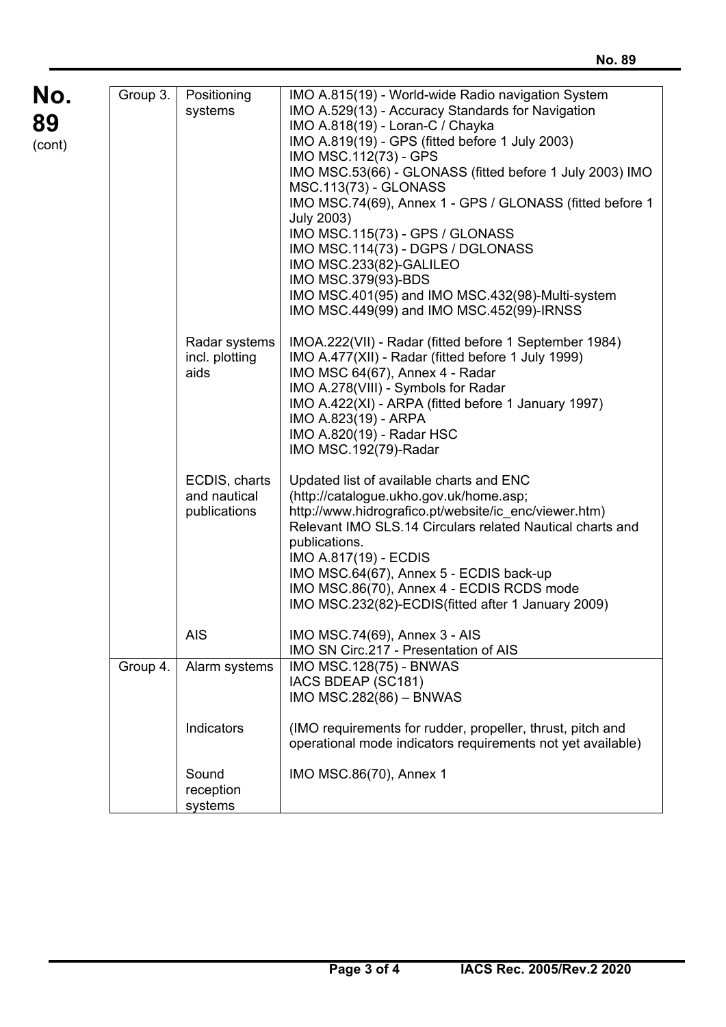| | | |
|---|---|---|
| Group 3. | Positioning systems | IMO A.815(19) - World-wide Radio navigation System<br>IMO A.529(13) - Accuracy Standards for Navigation<br>IMO A.818(19) - Loran-C / Chayka<br>IMO A.819(19) - GPS (fitted before 1 July 2003)<br>IMO MSC.112(73) - GPS<br>IMO MSC.53(66) - GLONASS (fitted before 1 July 2003) IMO MSC.113(73) - GLONASS<br>IMO MSC.74(69), Annex 1 - GPS / GLONASS (fitted before 1 July 2003)<br>IMO MSC.115(73) - GPS / GLONASS<br>IMO MSC.114(73) - DGPS / DGLONASS<br>IMO MSC.233(82)-GALILEO<br>IMO MSC.379(93)-BDS<br>IMO MSC.401(95) and IMO MSC.432(98)-Multi-system<br>IMO MSC.449(99) and IMO MSC.452(99)-IRNSS |
| | Radar systems incl. plotting aids | IMOA.222(VII) - Radar (fitted before 1 September 1984)<br>IMO A.477(XII) - Radar (fitted before 1 July 1999)<br>IMO MSC 64(67), Annex 4 - Radar<br>IMO A.278(VIII) - Symbols for Radar<br>IMO A.422(XI) - ARPA (fitted before 1 January 1997)<br>IMO A.823(19) - ARPA<br>IMO A.820(19) - Radar HSC<br>IMO MSC.192(79)-Radar |
| | ECDIS, charts and nautical publications | Updated list of available charts and ENC (http://catalogue.ukho.gov.uk/home.asp; http://www.hidrografico.pt/website/ic_enc/viewer.htm)<br>Relevant IMO SLS.14 Circulars related Nautical charts and publications.<br>IMO A.817(19) - ECDIS<br>IMO MSC.64(67), Annex 5 - ECDIS back-up<br>IMO MSC.86(70), Annex 4 - ECDIS RCDS mode<br>IMO MSC.232(82)-ECDIS(fitted after 1 January 2009) |
| | AIS | IMO MSC.74(69), Annex 3 - AIS<br>IMO SN Circ.217 - Presentation of AIS |
| Group 4. | Alarm systems | IMO MSC.128(75) - BNWAS<br>IACS BDEAP (SC181)<br>IMO MSC.282(86) – BNWAS |
| | Indicators | (IMO requirements for rudder, propeller, thrust, pitch and operational mode indicators requirements not yet available) |
| | Sound reception systems | IMO MSC.86(70), Annex 1 |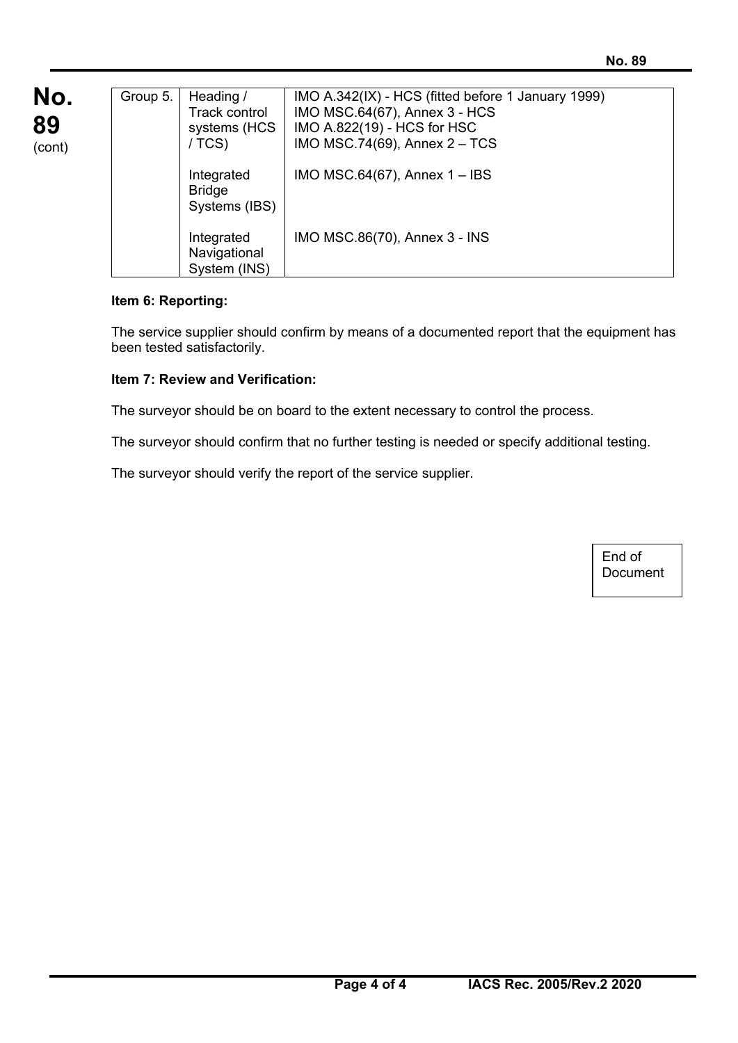| | | |
|---|---|---|
| Group 5. | Heading / Track control systems (HCS / TCS) | IMO A.342(IX) - HCS (fitted before 1 January 1999)<br>IMO MSC.64(67), Annex 3 - HCS<br>IMO A.822(19) - HCS for HSC<br>IMO MSC.74(69), Annex 2 – TCS |
| | Integrated Bridge Systems (IBS) | IMO MSC.64(67), Annex 1 – IBS |
| | Integrated Navigational System (INS) | IMO MSC.86(70), Annex 3 - INS |

**Item 6: Reporting:**

The service supplier should confirm by means of a documented report that the equipment has been tested satisfactorily.

**Item 7: Review and Verification:**

The surveyor should be on board to the extent necessary to control the process.

The surveyor should confirm that no further testing is needed or specify additional testing.

The surveyor should verify the report of the service supplier.

End of Document